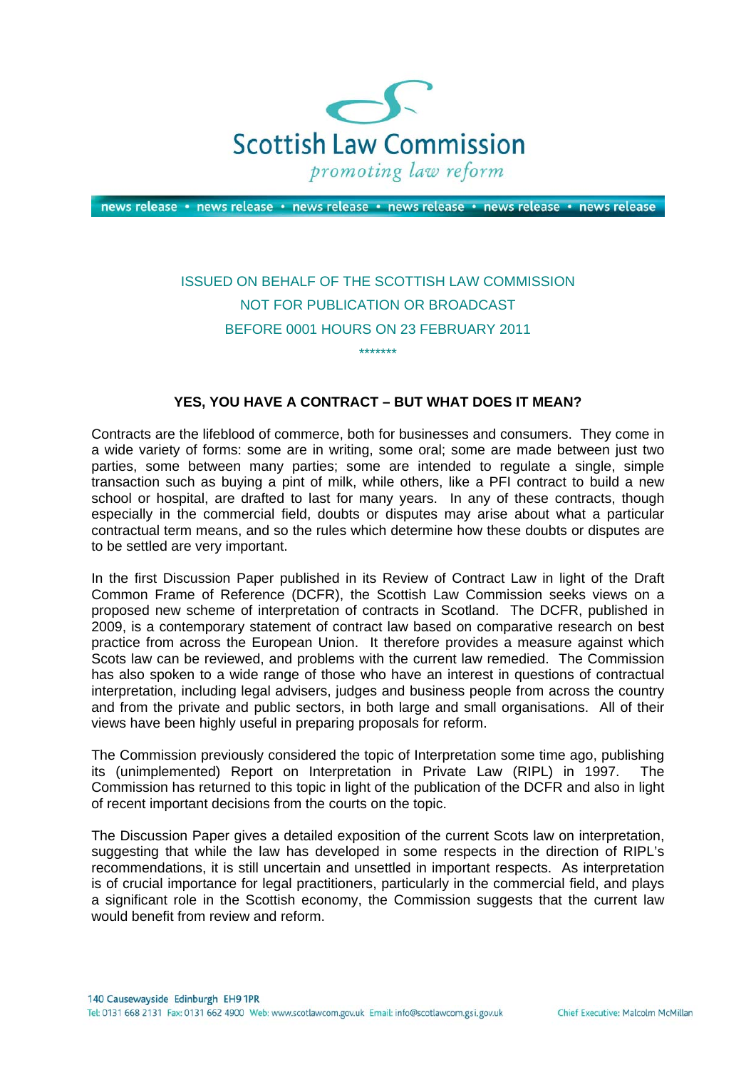Scottish Law Commission

*promoting law reform*

news release • news release • news release • news release • news release • news release

ISSUED ON BEHALF OF THE SCOTTISH LAW COMMISSION
NOT FOR PUBLICATION OR BROADCAST
BEFORE 0001 HOURS ON 23 FEBRUARY 2011

*******

## YES, YOU HAVE A CONTRACT – BUT WHAT DOES IT MEAN?

Contracts are the lifeblood of commerce, both for businesses and consumers. They come in a wide variety of forms: some are in writing, some oral; some are made between just two parties, some between many parties; some are intended to regulate a single, simple transaction such as buying a pint of milk, while others, like a PFI contract to build a new school or hospital, are drafted to last for many years. In any of these contracts, though especially in the commercial field, doubts or disputes may arise about what a particular contractual term means, and so the rules which determine how these doubts or disputes are to be settled are very important.

In the first Discussion Paper published in its Review of Contract Law in light of the Draft Common Frame of Reference (DCFR), the Scottish Law Commission seeks views on a proposed new scheme of interpretation of contracts in Scotland. The DCFR, published in 2009, is a contemporary statement of contract law based on comparative research on best practice from across the European Union. It therefore provides a measure against which Scots law can be reviewed, and problems with the current law remedied. The Commission has also spoken to a wide range of those who have an interest in questions of contractual interpretation, including legal advisers, judges and business people from across the country and from the private and public sectors, in both large and small organisations. All of their views have been highly useful in preparing proposals for reform.

The Commission previously considered the topic of Interpretation some time ago, publishing its (unimplemented) Report on Interpretation in Private Law (RIPL) in 1997. The Commission has returned to this topic in light of the publication of the DCFR and also in light of recent important decisions from the courts on the topic.

The Discussion Paper gives a detailed exposition of the current Scots law on interpretation, suggesting that while the law has developed in some respects in the direction of RIPL's recommendations, it is still uncertain and unsettled in important respects. As interpretation is of crucial importance for legal practitioners, particularly in the commercial field, and plays a significant role in the Scottish economy, the Commission suggests that the current law would benefit from review and reform.

140 Causewayside Edinburgh EH9 1PR
Tel: 0131 668 2131 Fax: 0131 662 4900 Web: www.scotlawcom.gov.uk Email: info@scotlawcom.gsi.gov.uk

Chief Executive: Malcolm McMillan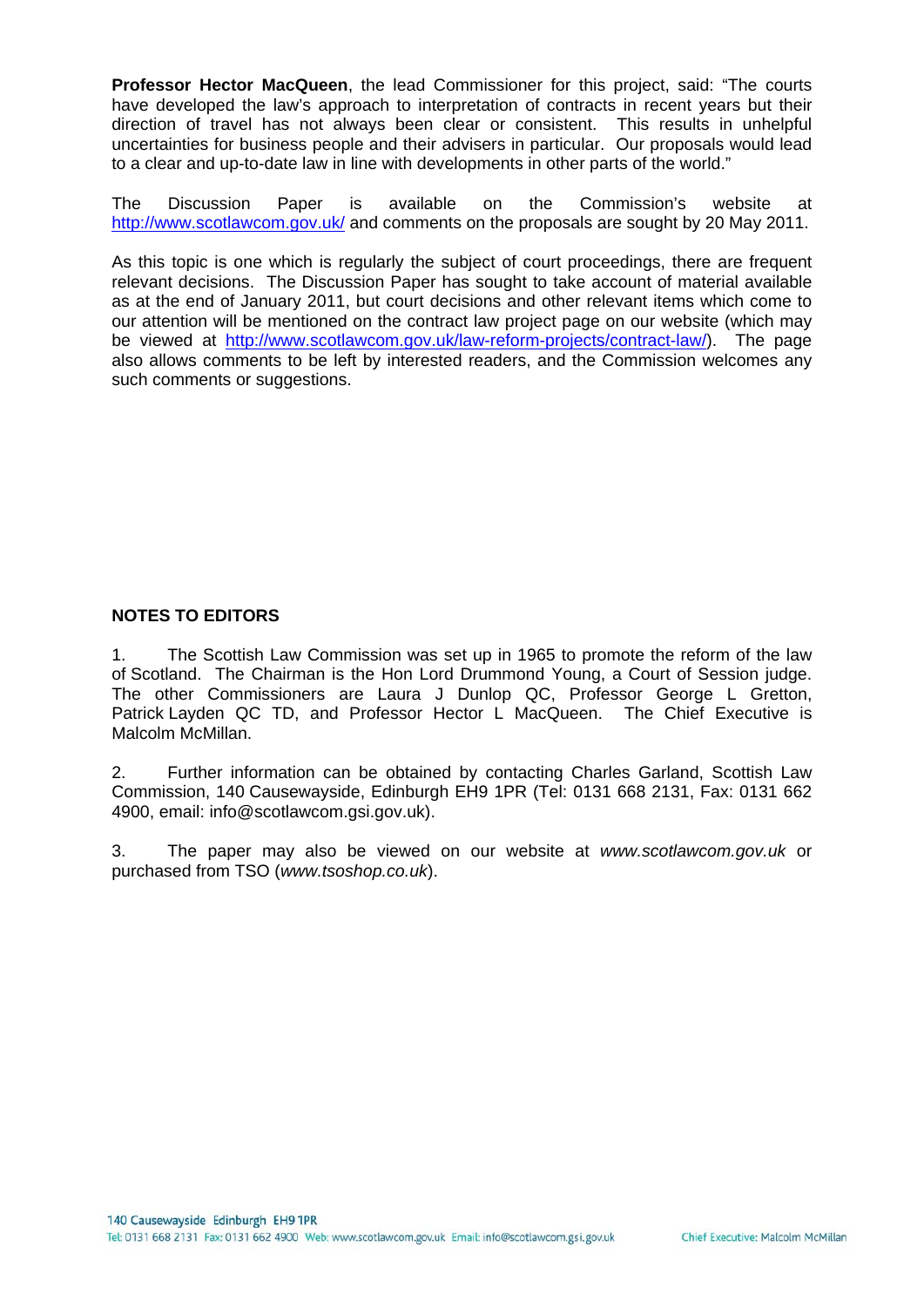**Professor Hector MacQueen**, the lead Commissioner for this project, said: "The courts have developed the law's approach to interpretation of contracts in recent years but their direction of travel has not always been clear or consistent. This results in unhelpful uncertainties for business people and their advisers in particular. Our proposals would lead to a clear and up-to-date law in line with developments in other parts of the world."

The Discussion Paper is available on the Commission's website at http://www.scotlawcom.gov.uk/ and comments on the proposals are sought by 20 May 2011.

As this topic is one which is regularly the subject of court proceedings, there are frequent relevant decisions. The Discussion Paper has sought to take account of material available as at the end of January 2011, but court decisions and other relevant items which come to our attention will be mentioned on the contract law project page on our website (which may be viewed at http://www.scotlawcom.gov.uk/law-reform-projects/contract-law/). The page also allows comments to be left by interested readers, and the Commission welcomes any such comments or suggestions.

**NOTES TO EDITORS**

1. The Scottish Law Commission was set up in 1965 to promote the reform of the law of Scotland. The Chairman is the Hon Lord Drummond Young, a Court of Session judge. The other Commissioners are Laura J Dunlop QC, Professor George L Gretton, Patrick Layden QC TD, and Professor Hector L MacQueen. The Chief Executive is Malcolm McMillan.

2. Further information can be obtained by contacting Charles Garland, Scottish Law Commission, 140 Causewayside, Edinburgh EH9 1PR (Tel: 0131 668 2131, Fax: 0131 662 4900, email: info@scotlawcom.gsi.gov.uk).

3. The paper may also be viewed on our website at *www.scotlawcom.gov.uk* or purchased from TSO (*www.tsoshop.co.uk*).